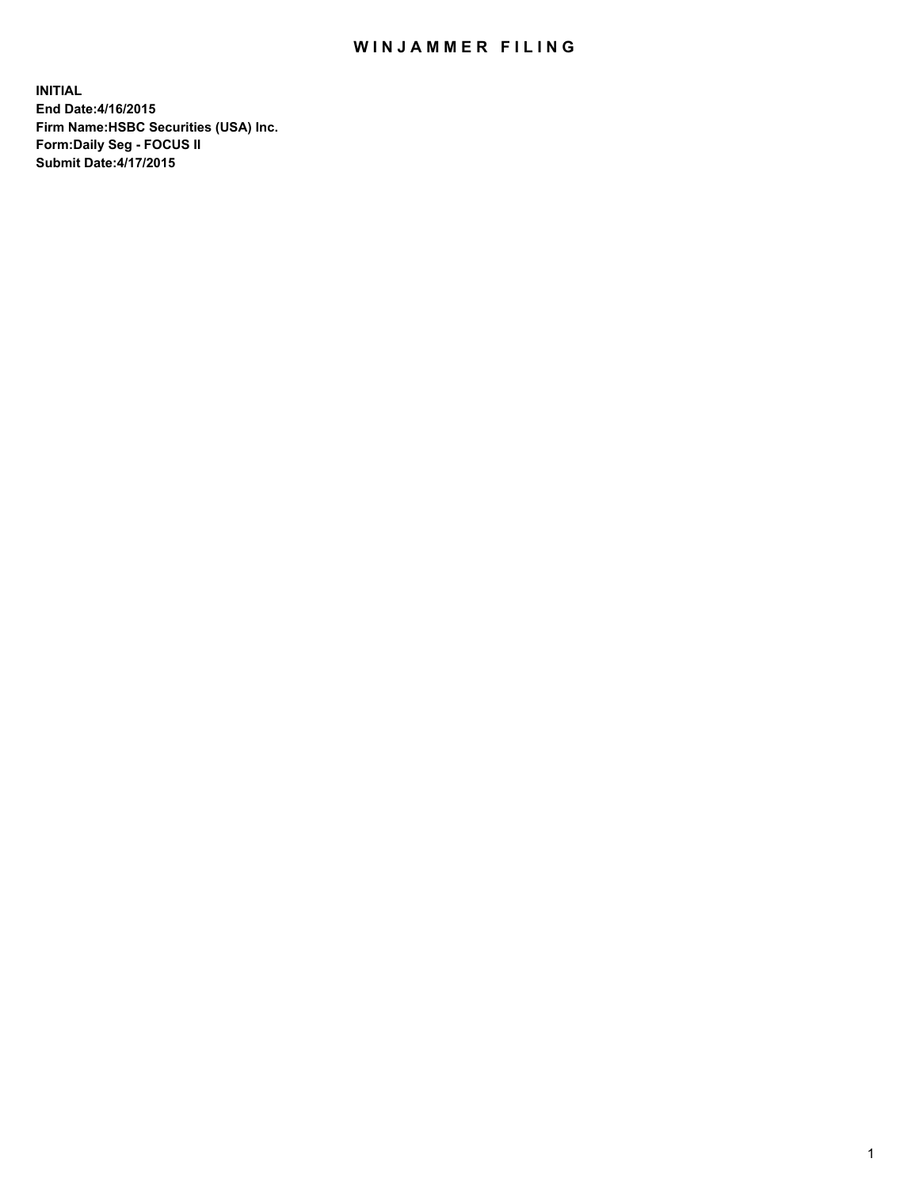# WINJAMMER FILING

**INITIAL**
**End Date:4/16/2015**
**Firm Name:HSBC Securities (USA) Inc.**
**Form:Daily Seg - FOCUS II**
**Submit Date:4/17/2015**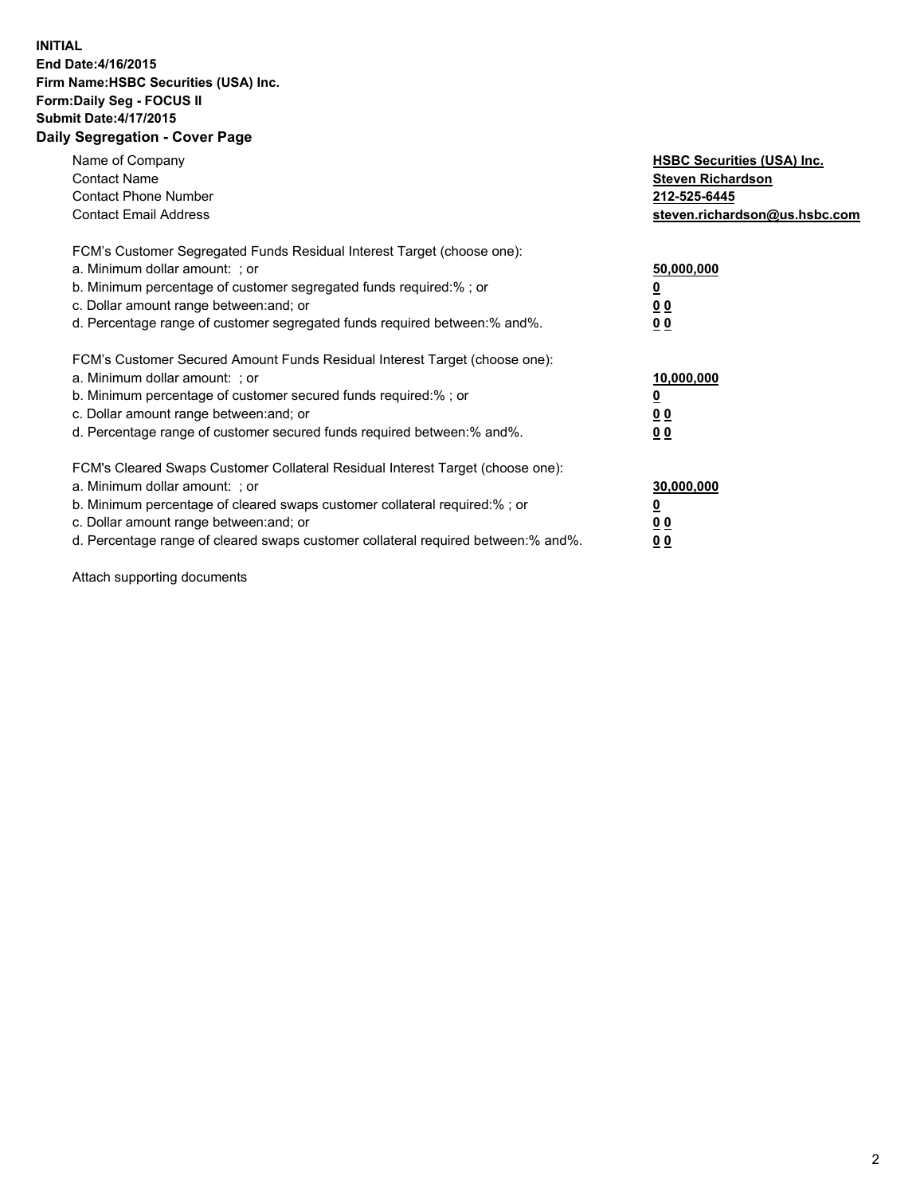**INITIAL**
**End Date:4/16/2015**
**Firm Name:HSBC Securities (USA) Inc.**
**Form:Daily Seg - FOCUS II**
**Submit Date:4/17/2015**

**Daily Segregation - Cover Page**

| | |
|---|---|
| Name of Company | **HSBC Securities (USA) Inc.** |
| Contact Name | **Steven Richardson** |
| Contact Phone Number | **212-525-6445** |
| Contact Email Address | **steven.richardson@us.hsbc.com** |

| | |
|---|---|
| FCM's Customer Segregated Funds Residual Interest Target (choose one): | |
| a. Minimum dollar amount: ; or | **50,000,000** |
| b. Minimum percentage of customer segregated funds required:% ; or | **0** |
| c. Dollar amount range between:and; or | **0 0** |
| d. Percentage range of customer segregated funds required between:% and%. | **0 0** |
| FCM's Customer Secured Amount Funds Residual Interest Target (choose one): | |
| a. Minimum dollar amount: ; or | **10,000,000** |
| b. Minimum percentage of customer secured funds required:% ; or | **0** |
| c. Dollar amount range between:and; or | **0 0** |
| d. Percentage range of customer secured funds required between:% and%. | **0 0** |
| FCM's Cleared Swaps Customer Collateral Residual Interest Target (choose one): | |
| a. Minimum dollar amount: ; or | **30,000,000** |
| b. Minimum percentage of cleared swaps customer collateral required:% ; or | **0** |
| c. Dollar amount range between:and; or | **0 0** |
| d. Percentage range of cleared swaps customer collateral required between:% and%. | **0 0** |

Attach supporting documents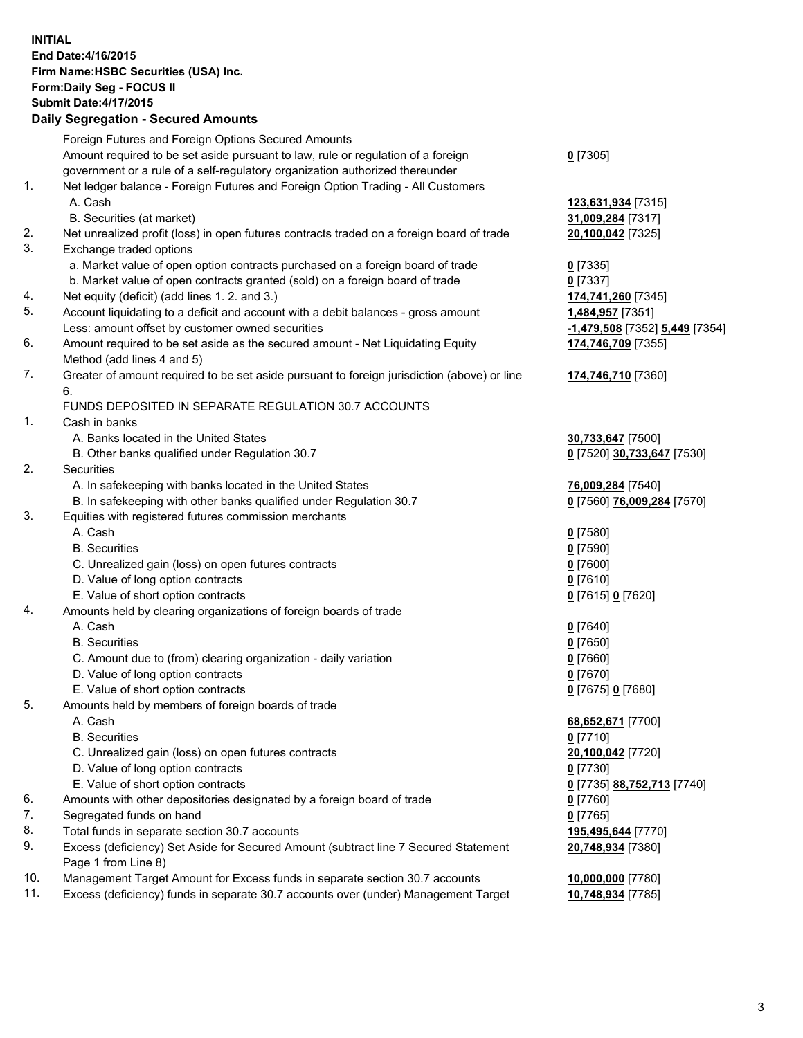**INITIAL**
**End Date:4/16/2015**
**Firm Name:HSBC Securities (USA) Inc.**
**Form:Daily Seg - FOCUS II**
**Submit Date:4/17/2015**

## Daily Segregation - Secured Amounts

| | | |
|---|---|---|
| | Foreign Futures and Foreign Options Secured Amounts | |
| | Amount required to be set aside pursuant to law, rule or regulation of a foreign government or a rule of a self-regulatory organization authorized thereunder | **0** [7305] |
| 1. | Net ledger balance - Foreign Futures and Foreign Option Trading - All Customers | |
| | A. Cash | **123,631,934** [7315] |
| | B. Securities (at market) | **31,009,284** [7317] |
| 2. | Net unrealized profit (loss) in open futures contracts traded on a foreign board of trade | **20,100,042** [7325] |
| 3. | Exchange traded options | |
| | a. Market value of open option contracts purchased on a foreign board of trade | **0** [7335] |
| | b. Market value of open contracts granted (sold) on a foreign board of trade | **0** [7337] |
| 4. | Net equity (deficit) (add lines 1. 2. and 3.) | **174,741,260** [7345] |
| 5. | Account liquidating to a deficit and account with a debit balances - gross amount | **1,484,957** [7351] |
| | Less: amount offset by customer owned securities | **-1,479,508** [7352] **5,449** [7354] |
| 6. | Amount required to be set aside as the secured amount - Net Liquidating Equity Method (add lines 4 and 5) | **174,746,709** [7355] |
| 7. | Greater of amount required to be set aside pursuant to foreign jurisdiction (above) or line 6. | **174,746,710** [7360] |
| | FUNDS DEPOSITED IN SEPARATE REGULATION 30.7 ACCOUNTS | |
| 1. | Cash in banks | |
| | A. Banks located in the United States | **30,733,647** [7500] |
| | B. Other banks qualified under Regulation 30.7 | **0** [7520] **30,733,647** [7530] |
| 2. | Securities | |
| | A. In safekeeping with banks located in the United States | **76,009,284** [7540] |
| | B. In safekeeping with other banks qualified under Regulation 30.7 | **0** [7560] **76,009,284** [7570] |
| 3. | Equities with registered futures commission merchants | |
| | A. Cash | **0** [7580] |
| | B. Securities | **0** [7590] |
| | C. Unrealized gain (loss) on open futures contracts | **0** [7600] |
| | D. Value of long option contracts | **0** [7610] |
| | E. Value of short option contracts | **0** [7615] **0** [7620] |
| 4. | Amounts held by clearing organizations of foreign boards of trade | |
| | A. Cash | **0** [7640] |
| | B. Securities | **0** [7650] |
| | C. Amount due to (from) clearing organization - daily variation | **0** [7660] |
| | D. Value of long option contracts | **0** [7670] |
| | E. Value of short option contracts | **0** [7675] **0** [7680] |
| 5. | Amounts held by members of foreign boards of trade | |
| | A. Cash | **68,652,671** [7700] |
| | B. Securities | **0** [7710] |
| | C. Unrealized gain (loss) on open futures contracts | **20,100,042** [7720] |
| | D. Value of long option contracts | **0** [7730] |
| | E. Value of short option contracts | **0** [7735] **88,752,713** [7740] |
| 6. | Amounts with other depositories designated by a foreign board of trade | **0** [7760] |
| 7. | Segregated funds on hand | **0** [7765] |
| 8. | Total funds in separate section 30.7 accounts | **195,495,644** [7770] |
| 9. | Excess (deficiency) Set Aside for Secured Amount (subtract line 7 Secured Statement Page 1 from Line 8) | **20,748,934** [7380] |
| 10. | Management Target Amount for Excess funds in separate section 30.7 accounts | **10,000,000** [7780] |
| 11. | Excess (deficiency) funds in separate 30.7 accounts over (under) Management Target | **10,748,934** [7785] |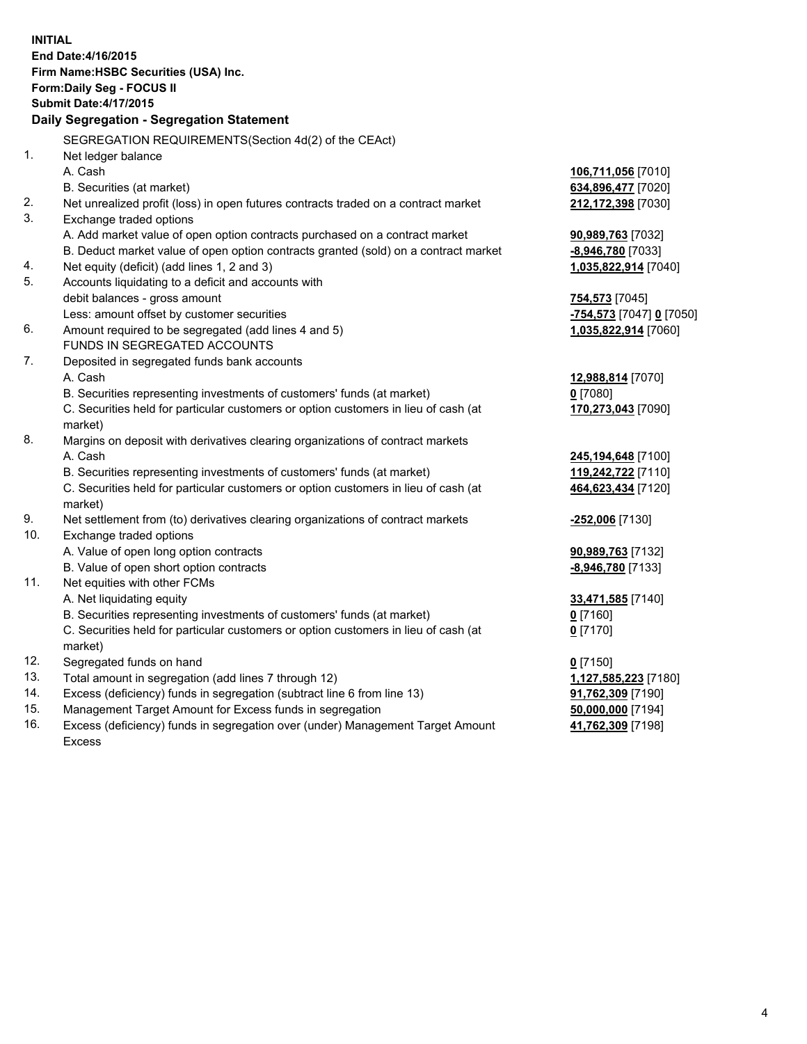**INITIAL**
**End Date:4/16/2015**
**Firm Name:HSBC Securities (USA) Inc.**
**Form:Daily Seg - FOCUS II**
**Submit Date:4/17/2015**

## Daily Segregation - Segregation Statement

| | | |
|---|---|---|
| | SEGREGATION REQUIREMENTS(Section 4d(2) of the CEAct) | |
| 1. | Net ledger balance | |
| | A. Cash | **106,711,056** [7010] |
| | B. Securities (at market) | **634,896,477** [7020] |
| 2. | Net unrealized profit (loss) in open futures contracts traded on a contract market | **212,172,398** [7030] |
| 3. | Exchange traded options | |
| | A. Add market value of open option contracts purchased on a contract market | **90,989,763** [7032] |
| | B. Deduct market value of open option contracts granted (sold) on a contract market | **-8,946,780** [7033] |
| 4. | Net equity (deficit) (add lines 1, 2 and 3) | **1,035,822,914** [7040] |
| 5. | Accounts liquidating to a deficit and accounts with debit balances - gross amount | **754,573** [7045] |
| | Less: amount offset by customer securities | **-754,573** [7047] **0** [7050] |
| 6. | Amount required to be segregated (add lines 4 and 5) | **1,035,822,914** [7060] |
| | FUNDS IN SEGREGATED ACCOUNTS | |
| 7. | Deposited in segregated funds bank accounts | |
| | A. Cash | **12,988,814** [7070] |
| | B. Securities representing investments of customers' funds (at market) | **0** [7080] |
| | C. Securities held for particular customers or option customers in lieu of cash (at market) | **170,273,043** [7090] |
| 8. | Margins on deposit with derivatives clearing organizations of contract markets | |
| | A. Cash | **245,194,648** [7100] |
| | B. Securities representing investments of customers' funds (at market) | **119,242,722** [7110] |
| | C. Securities held for particular customers or option customers in lieu of cash (at market) | **464,623,434** [7120] |
| 9. | Net settlement from (to) derivatives clearing organizations of contract markets | **-252,006** [7130] |
| 10. | Exchange traded options | |
| | A. Value of open long option contracts | **90,989,763** [7132] |
| | B. Value of open short option contracts | **-8,946,780** [7133] |
| 11. | Net equities with other FCMs | |
| | A. Net liquidating equity | **33,471,585** [7140] |
| | B. Securities representing investments of customers' funds (at market) | **0** [7160] |
| | C. Securities held for particular customers or option customers in lieu of cash (at market) | **0** [7170] |
| 12. | Segregated funds on hand | **0** [7150] |
| 13. | Total amount in segregation (add lines 7 through 12) | **1,127,585,223** [7180] |
| 14. | Excess (deficiency) funds in segregation (subtract line 6 from line 13) | **91,762,309** [7190] |
| 15. | Management Target Amount for Excess funds in segregation | **50,000,000** [7194] |
| 16. | Excess (deficiency) funds in segregation over (under) Management Target Amount Excess | **41,762,309** [7198] |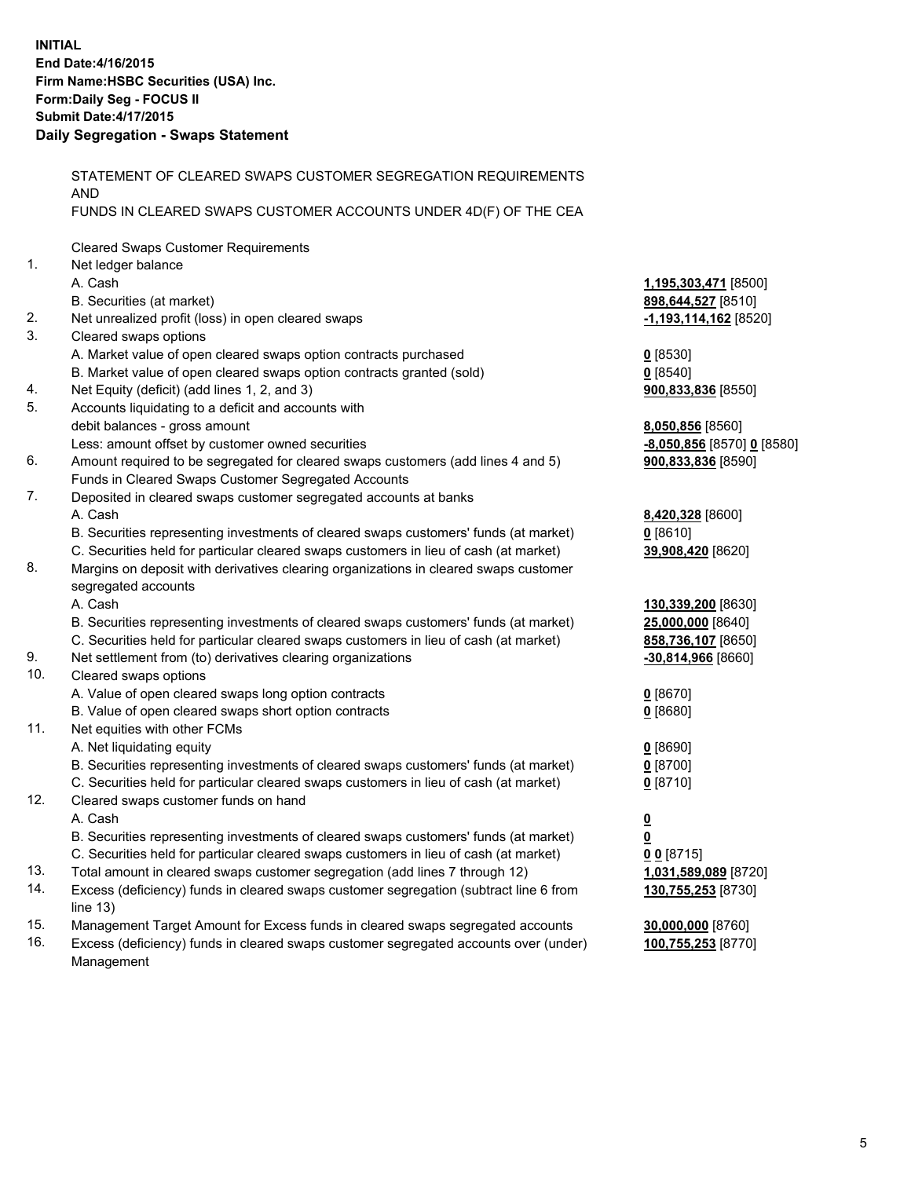**INITIAL**
**End Date:4/16/2015**
**Firm Name:HSBC Securities (USA) Inc.**
**Form:Daily Seg - FOCUS II**
**Submit Date:4/17/2015**
**Daily Segregation - Swaps Statement**

STATEMENT OF CLEARED SWAPS CUSTOMER SEGREGATION REQUIREMENTS AND FUNDS IN CLEARED SWAPS CUSTOMER ACCOUNTS UNDER 4D(F) OF THE CEA

| | | |
|---|---|---|
| | Cleared Swaps Customer Requirements | |
| 1. | Net ledger balance | |
| | A. Cash | **1,195,303,471** [8500] |
| | B. Securities (at market) | **898,644,527** [8510] |
| 2. | Net unrealized profit (loss) in open cleared swaps | **-1,193,114,162** [8520] |
| 3. | Cleared swaps options | |
| | A. Market value of open cleared swaps option contracts purchased | **0** [8530] |
| | B. Market value of open cleared swaps option contracts granted (sold) | **0** [8540] |
| 4. | Net Equity (deficit) (add lines 1, 2, and 3) | **900,833,836** [8550] |
| 5. | Accounts liquidating to a deficit and accounts with debit balances - gross amount | **8,050,856** [8560] |
| | Less: amount offset by customer owned securities | **-8,050,856** [8570] **0** [8580] |
| 6. | Amount required to be segregated for cleared swaps customers (add lines 4 and 5) | **900,833,836** [8590] |
| | Funds in Cleared Swaps Customer Segregated Accounts | |
| 7. | Deposited in cleared swaps customer segregated accounts at banks | |
| | A. Cash | **8,420,328** [8600] |
| | B. Securities representing investments of cleared swaps customers' funds (at market) | **0** [8610] |
| | C. Securities held for particular cleared swaps customers in lieu of cash (at market) | **39,908,420** [8620] |
| 8. | Margins on deposit with derivatives clearing organizations in cleared swaps customer segregated accounts | |
| | A. Cash | **130,339,200** [8630] |
| | B. Securities representing investments of cleared swaps customers' funds (at market) | **25,000,000** [8640] |
| | C. Securities held for particular cleared swaps customers in lieu of cash (at market) | **858,736,107** [8650] |
| 9. | Net settlement from (to) derivatives clearing organizations | **-30,814,966** [8660] |
| 10. | Cleared swaps options | |
| | A. Value of open cleared swaps long option contracts | **0** [8670] |
| | B. Value of open cleared swaps short option contracts | **0** [8680] |
| 11. | Net equities with other FCMs | |
| | A. Net liquidating equity | **0** [8690] |
| | B. Securities representing investments of cleared swaps customers' funds (at market) | **0** [8700] |
| | C. Securities held for particular cleared swaps customers in lieu of cash (at market) | **0** [8710] |
| 12. | Cleared swaps customer funds on hand | |
| | A. Cash | **0** |
| | B. Securities representing investments of cleared swaps customers' funds (at market) | **0** |
| | C. Securities held for particular cleared swaps customers in lieu of cash (at market) | **0** **0** [8715] |
| 13. | Total amount in cleared swaps customer segregation (add lines 7 through 12) | **1,031,589,089** [8720] |
| 14. | Excess (deficiency) funds in cleared swaps customer segregation (subtract line 6 from line 13) | **130,755,253** [8730] |
| 15. | Management Target Amount for Excess funds in cleared swaps segregated accounts | **30,000,000** [8760] |
| 16. | Excess (deficiency) funds in cleared swaps customer segregated accounts over (under) Management | **100,755,253** [8770] |